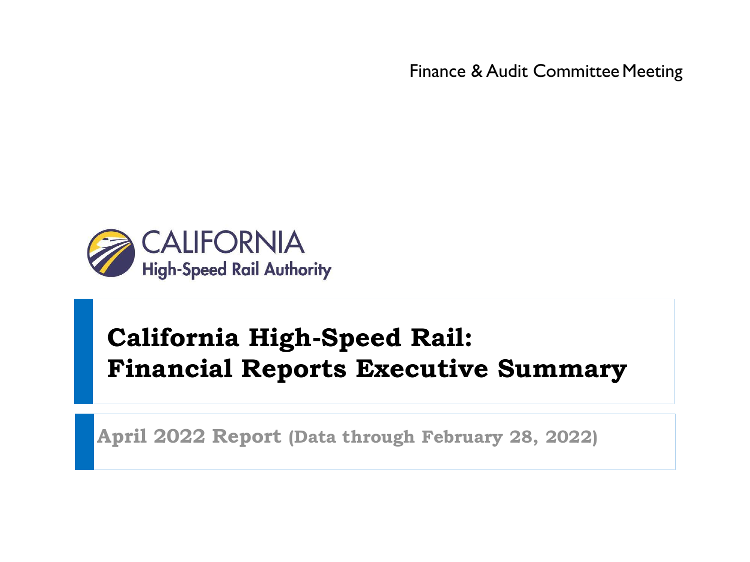Finance & Audit Committee Meeting

CALIFORNIA
High-Speed Rail Authority

# California High-Speed Rail: Financial Reports Executive Summary

**April 2022 Report (Data through February 28, 2022)**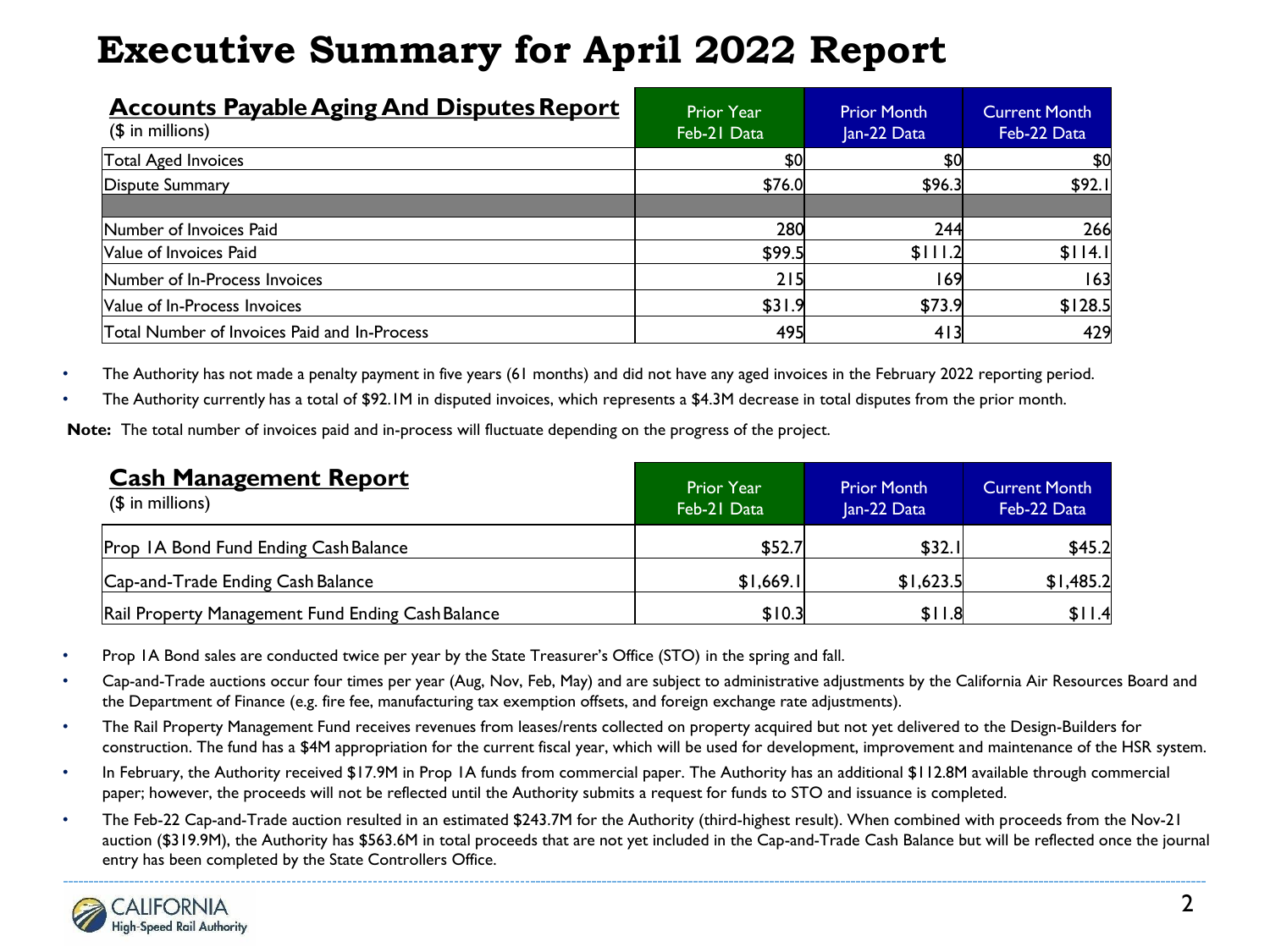# Executive Summary for April 2022 Report

| **Accounts Payable Aging And Disputes Report** ($ in millions) | Prior Year Feb-21 Data | Prior Month Jan-22 Data | Current Month Feb-22 Data |
|---|---|---|---|
| Total Aged Invoices | $0 | $0 | $0 |
| Dispute Summary | $76.0 | $96.3 | $92.1 |
| | | | |
| Number of Invoices Paid | 280 | 244 | 266 |
| Value of Invoices Paid | $99.5 | $111.2 | $114.1 |
| Number of In-Process Invoices | 215 | 169 | 163 |
| Value of In-Process Invoices | $31.9 | $73.9 | $128.5 |
| Total Number of Invoices Paid and In-Process | 495 | 413 | 429 |

- The Authority has not made a penalty payment in five years (61 months) and did not have any aged invoices in the February 2022 reporting period.
- The Authority currently has a total of $92.1M in disputed invoices, which represents a $4.3M decrease in total disputes from the prior month.

**Note:** The total number of invoices paid and in-process will fluctuate depending on the progress of the project.

| **Cash Management Report** ($ in millions) | Prior Year Feb-21 Data | Prior Month Jan-22 Data | Current Month Feb-22 Data |
|---|---|---|---|
| Prop 1A Bond Fund Ending Cash Balance | $52.7 | $32.1 | $45.2 |
| Cap-and-Trade Ending Cash Balance | $1,669.1 | $1,623.5 | $1,485.2 |
| Rail Property Management Fund Ending Cash Balance | $10.3 | $11.8 | $11.4 |

- Prop 1A Bond sales are conducted twice per year by the State Treasurer's Office (STO) in the spring and fall.
- Cap-and-Trade auctions occur four times per year (Aug, Nov, Feb, May) and are subject to administrative adjustments by the California Air Resources Board and the Department of Finance (e.g. fire fee, manufacturing tax exemption offsets, and foreign exchange rate adjustments).
- The Rail Property Management Fund receives revenues from leases/rents collected on property acquired but not yet delivered to the Design-Builders for construction. The fund has a $4M appropriation for the current fiscal year, which will be used for development, improvement and maintenance of the HSR system.
- In February, the Authority received $17.9M in Prop 1A funds from commercial paper. The Authority has an additional $112.8M available through commercial paper; however, the proceeds will not be reflected until the Authority submits a request for funds to STO and issuance is completed.
- The Feb-22 Cap-and-Trade auction resulted in an estimated $243.7M for the Authority (third-highest result). When combined with proceeds from the Nov-21 auction ($319.9M), the Authority has $563.6M in total proceeds that are not yet included in the Cap-and-Trade Cash Balance but will be reflected once the journal entry has been completed by the State Controllers Office.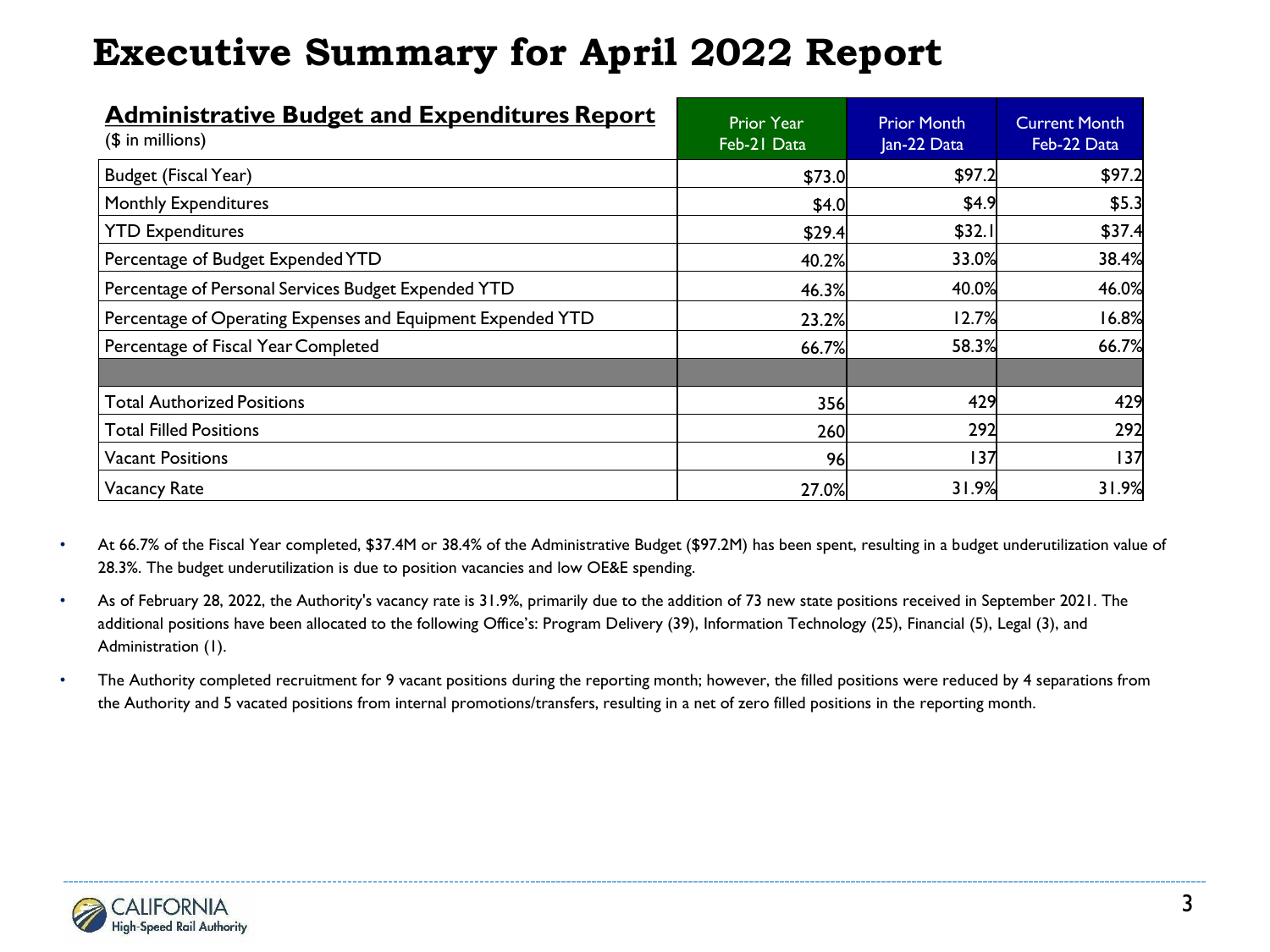# Executive Summary for April 2022 Report

| **Administrative Budget and Expenditures Report** ($ in millions) | Prior Year Feb-21 Data | Prior Month Jan-22 Data | Current Month Feb-22 Data |
|---|---|---|---|
| Budget (Fiscal Year) | $73.0 | $97.2 | $97.2 |
| Monthly Expenditures | $4.0 | $4.9 | $5.3 |
| YTD Expenditures | $29.4 | $32.1 | $37.4 |
| Percentage of Budget Expended YTD | 40.2% | 33.0% | 38.4% |
| Percentage of Personal Services Budget Expended YTD | 46.3% | 40.0% | 46.0% |
| Percentage of Operating Expenses and Equipment Expended YTD | 23.2% | 12.7% | 16.8% |
| Percentage of Fiscal Year Completed | 66.7% | 58.3% | 66.7% |
| | | | |
| Total Authorized Positions | 356 | 429 | 429 |
| Total Filled Positions | 260 | 292 | 292 |
| Vacant Positions | 96 | 137 | 137 |
| Vacancy Rate | 27.0% | 31.9% | 31.9% |

- At 66.7% of the Fiscal Year completed, $37.4M or 38.4% of the Administrative Budget ($97.2M) has been spent, resulting in a budget underutilization value of 28.3%. The budget underutilization is due to position vacancies and low OE&E spending.
- As of February 28, 2022, the Authority's vacancy rate is 31.9%, primarily due to the addition of 73 new state positions received in September 2021. The additional positions have been allocated to the following Office's: Program Delivery (39), Information Technology (25), Financial (5), Legal (3), and Administration (1).
- The Authority completed recruitment for 9 vacant positions during the reporting month; however, the filled positions were reduced by 4 separations from the Authority and 5 vacated positions from internal promotions/transfers, resulting in a net of zero filled positions in the reporting month.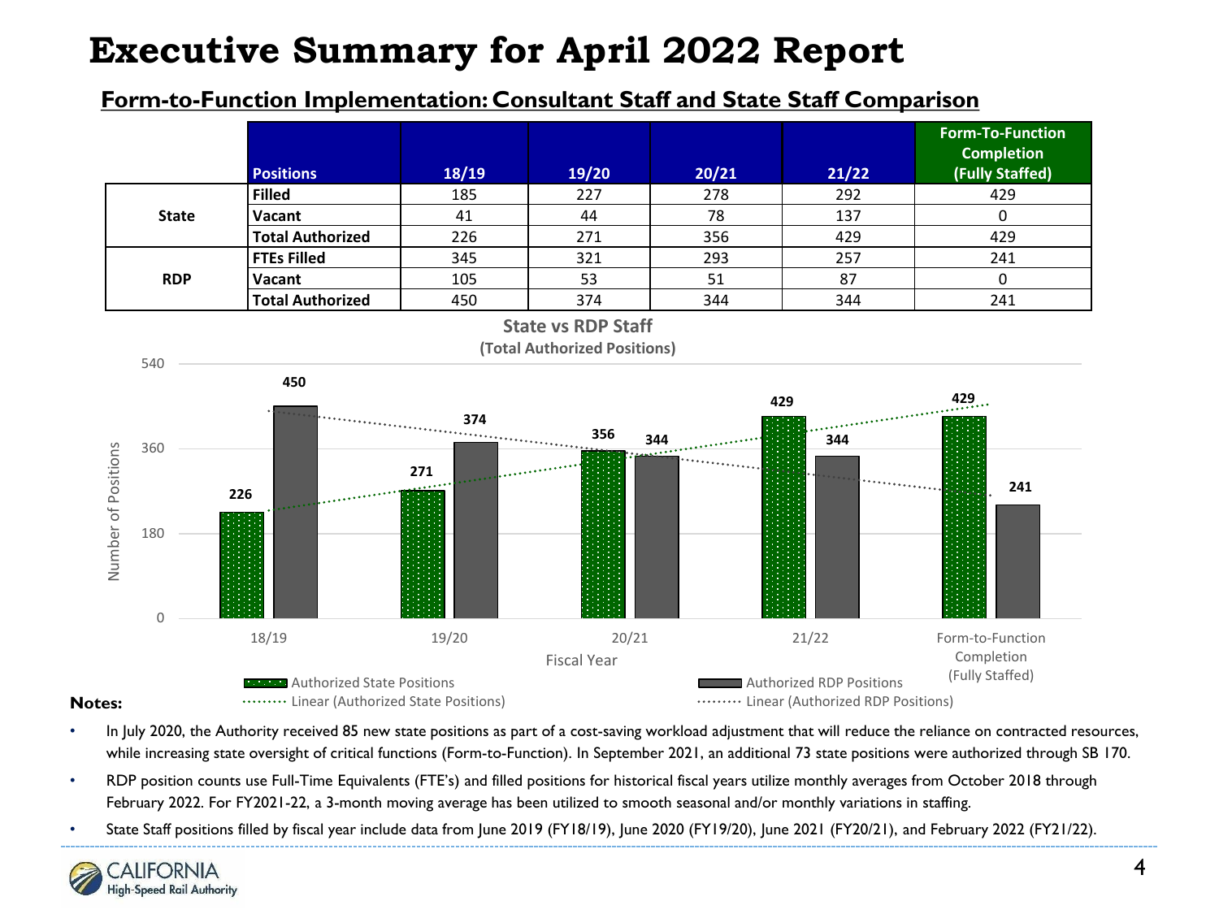# Executive Summary for April 2022 Report

## Form-to-Function Implementation: Consultant Staff and State Staff Comparison

| | Positions | 18/19 | 19/20 | 20/21 | 21/22 | Form-To-Function Completion (Fully Staffed) |
|---|---|---|---|---|---|---|
| State | Filled | 185 | 227 | 278 | 292 | 429 |
| | Vacant | 41 | 44 | 78 | 137 | 0 |
| | Total Authorized | 226 | 271 | 356 | 429 | 429 |
| RDP | FTEs Filled | 345 | 321 | 293 | 257 | 241 |
| | Vacant | 105 | 53 | 51 | 87 | 0 |
| | Total Authorized | 450 | 374 | 344 | 344 | 241 |

**State vs RDP Staff**
**(Total Authorized Positions)**

| Fiscal Year | Authorized State Positions | Authorized RDP Positions |
|---|---|---|
| 18/19 | 226 | 450 |
| 19/20 | 271 | 374 |
| 20/21 | 356 | 344 |
| 21/22 | 429 | 344 |
| Form-to-Function Completion (Fully Staffed) | 429 | 241 |

Legend: Authorized State Positions; Authorized RDP Positions; Linear (Authorized State Positions); Linear (Authorized RDP Positions)

**Notes:**

- In July 2020, the Authority received 85 new state positions as part of a cost-saving workload adjustment that will reduce the reliance on contracted resources, while increasing state oversight of critical functions (Form-to-Function). In September 2021, an additional 73 state positions were authorized through SB 170.
- RDP position counts use Full-Time Equivalents (FTE's) and filled positions for historical fiscal years utilize monthly averages from October 2018 through February 2022. For FY2021-22, a 3-month moving average has been utilized to smooth seasonal and/or monthly variations in staffing.
- State Staff positions filled by fiscal year include data from June 2019 (FY18/19), June 2020 (FY19/20), June 2021 (FY20/21), and February 2022 (FY21/22).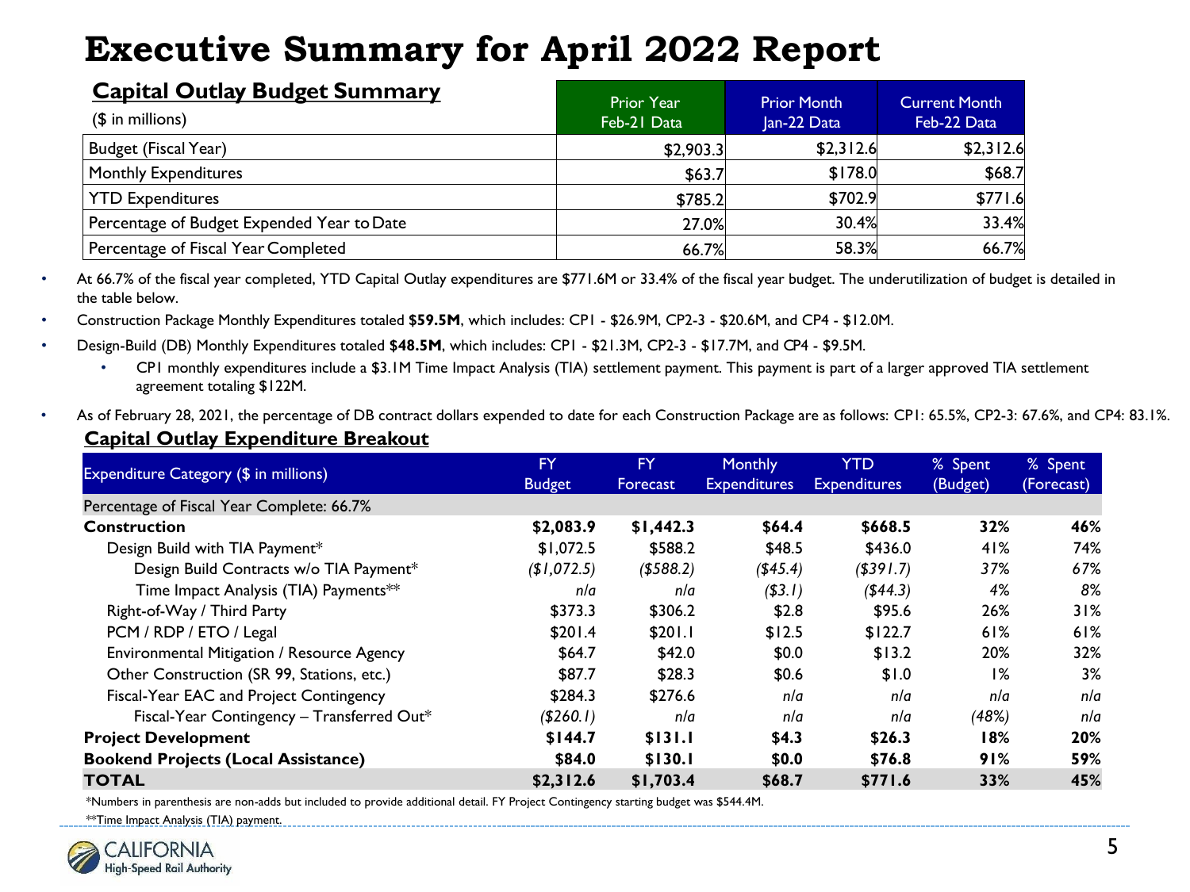# Executive Summary for April 2022 Report

## Capital Outlay Budget Summary

($ in millions)

| | Prior Year Feb-21 Data | Prior Month Jan-22 Data | Current Month Feb-22 Data |
|---|---|---|---|
| Budget (Fiscal Year) | $2,903.3 | $2,312.6 | $2,312.6 |
| Monthly Expenditures | $63.7 | $178.0 | $68.7 |
| YTD Expenditures | $785.2 | $702.9 | $771.6 |
| Percentage of Budget Expended Year to Date | 27.0% | 30.4% | 33.4% |
| Percentage of Fiscal Year Completed | 66.7% | 58.3% | 66.7% |

- At 66.7% of the fiscal year completed, YTD Capital Outlay expenditures are $771.6M or 33.4% of the fiscal year budget. The underutilization of budget is detailed in the table below.
- Construction Package Monthly Expenditures totaled **$59.5M**, which includes: CP1 - $26.9M, CP2-3 - $20.6M, and CP4 - $12.0M.
- Design-Build (DB) Monthly Expenditures totaled **$48.5M**, which includes: CP1 - $21.3M, CP2-3 - $17.7M, and CP4 - $9.5M.
  - CP1 monthly expenditures include a $3.1M Time Impact Analysis (TIA) settlement payment. This payment is part of a larger approved TIA settlement agreement totaling $122M.
- As of February 28, 2021, the percentage of DB contract dollars expended to date for each Construction Package are as follows: CP1: 65.5%, CP2-3: 67.6%, and CP4: 83.1%.

## Capital Outlay Expenditure Breakout

| Expenditure Category ($ in millions) | FY Budget | FY Forecast | Monthly Expenditures | YTD Expenditures | % Spent (Budget) | % Spent (Forecast) |
|---|---|---|---|---|---|---|
| Percentage of Fiscal Year Complete: 66.7% | | | | | | |
| **Construction** | **$2,083.9** | **$1,442.3** | **$64.4** | **$668.5** | **32%** | **46%** |
| Design Build with TIA Payment* | $1,072.5 | $588.2 | $48.5 | $436.0 | 41% | 74% |
| *Design Build Contracts w/o TIA Payment** | *($1,072.5)* | *($588.2)* | *($45.4)* | *($391.7)* | *37%* | *67%* |
| *Time Impact Analysis (TIA) Payments*** | *n/a* | *n/a* | *($3.1)* | *($44.3)* | *4%* | *8%* |
| Right-of-Way / Third Party | $373.3 | $306.2 | $2.8 | $95.6 | 26% | 31% |
| PCM / RDP / ETO / Legal | $201.4 | $201.1 | $12.5 | $122.7 | 61% | 61% |
| Environmental Mitigation / Resource Agency | $64.7 | $42.0 | $0.0 | $13.2 | 20% | 32% |
| Other Construction (SR 99, Stations, etc.) | $87.7 | $28.3 | $0.6 | $1.0 | 1% | 3% |
| Fiscal-Year EAC and Project Contingency | $284.3 | $276.6 | *n/a* | *n/a* | *n/a* | *n/a* |
| *Fiscal-Year Contingency – Transferred Out** | *($260.1)* | *n/a* | *n/a* | *n/a* | *(48%)* | *n/a* |
| **Project Development** | **$144.7** | **$131.1** | **$4.3** | **$26.3** | **18%** | **20%** |
| **Bookend Projects (Local Assistance)** | **$84.0** | **$130.1** | **$0.0** | **$76.8** | **91%** | **59%** |
| **TOTAL** | **$2,312.6** | **$1,703.4** | **$68.7** | **$771.6** | **33%** | **45%** |

*Numbers in parenthesis are non-adds but included to provide additional detail. FY Project Contingency starting budget was $544.4M.

**Time Impact Analysis (TIA) payment.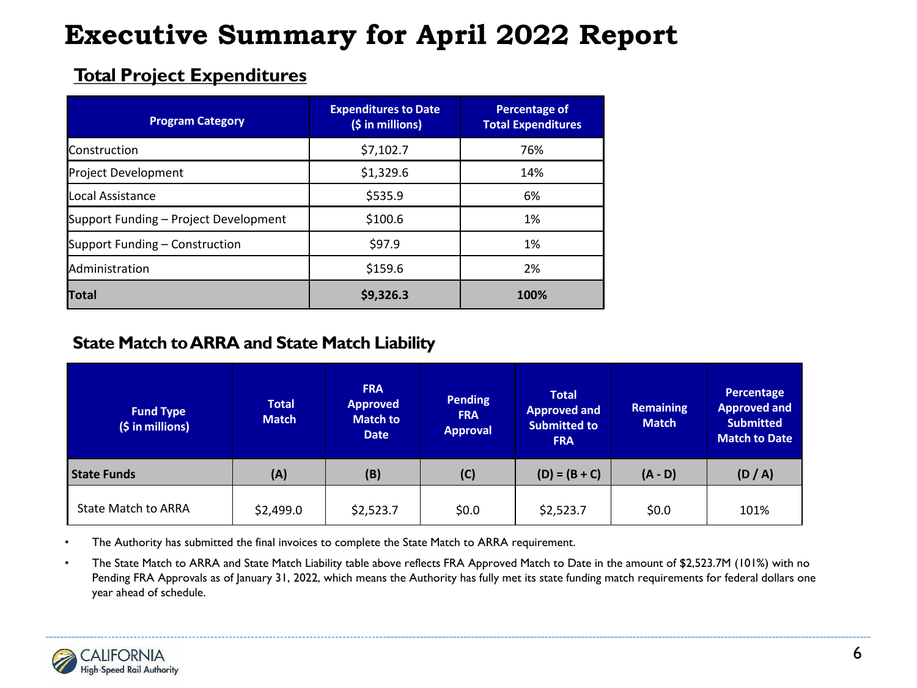# Executive Summary for April 2022 Report

## Total Project Expenditures

| Program Category | Expenditures to Date ($ in millions) | Percentage of Total Expenditures |
|---|---|---|
| Construction | $7,102.7 | 76% |
| Project Development | $1,329.6 | 14% |
| Local Assistance | $535.9 | 6% |
| Support Funding – Project Development | $100.6 | 1% |
| Support Funding – Construction | $97.9 | 1% |
| Administration | $159.6 | 2% |
| **Total** | **$9,326.3** | **100%** |

## State Match to ARRA and State Match Liability

| Fund Type ($ in millions) | Total Match | FRA Approved Match to Date | Pending FRA Approval | Total Approved and Submitted to FRA | Remaining Match | Percentage Approved and Submitted Match to Date |
|---|---|---|---|---|---|---|
| **State Funds** | **(A)** | **(B)** | **(C)** | **(D) = (B + C)** | **(A - D)** | **(D / A)** |
| State Match to ARRA | $2,499.0 | $2,523.7 | $0.0 | $2,523.7 | $0.0 | 101% |

- The Authority has submitted the final invoices to complete the State Match to ARRA requirement.
- The State Match to ARRA and State Match Liability table above reflects FRA Approved Match to Date in the amount of $2,523.7M (101%) with no Pending FRA Approvals as of January 31, 2022, which means the Authority has fully met its state funding match requirements for federal dollars one year ahead of schedule.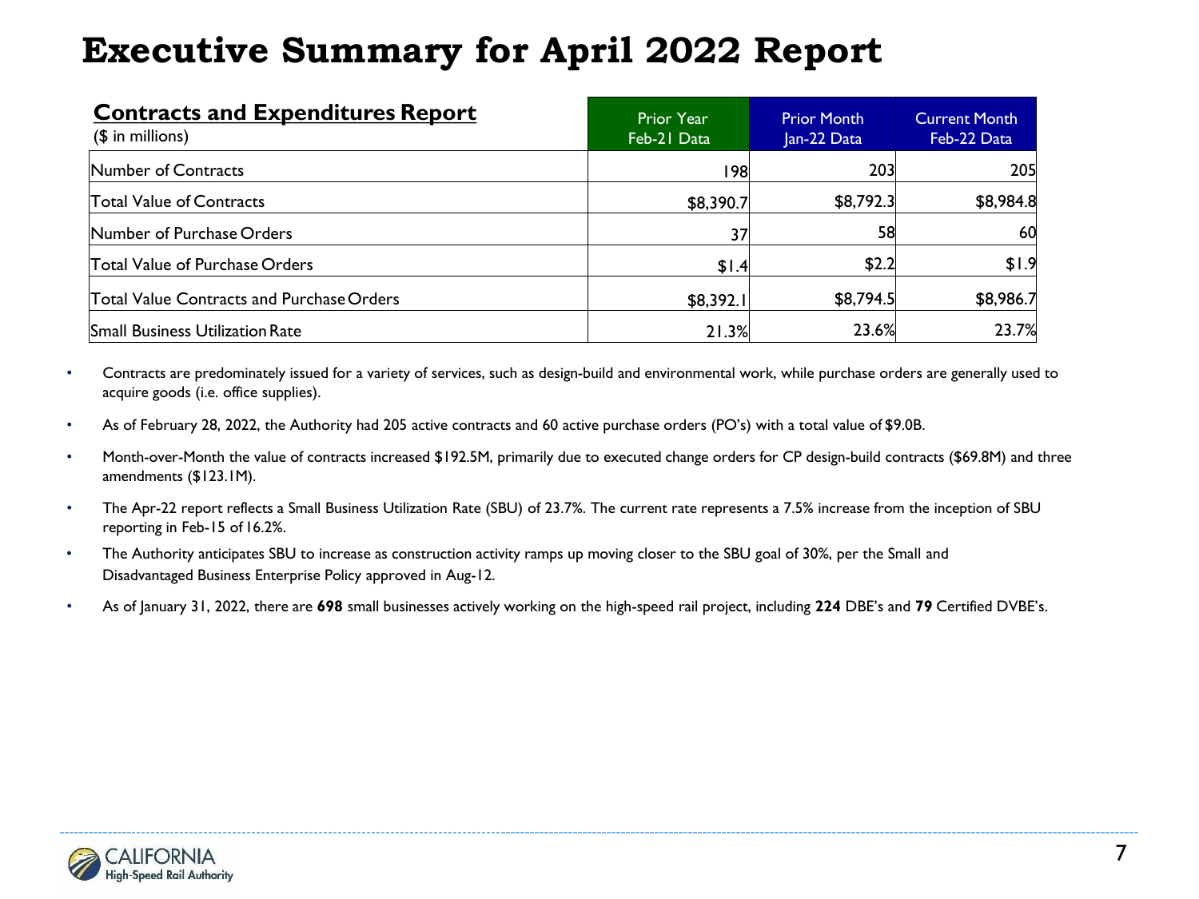# Executive Summary for April 2022 Report

| **Contracts and Expenditures Report** ($ in millions) | Prior Year Feb-21 Data | Prior Month Jan-22 Data | Current Month Feb-22 Data |
|---|---|---|---|
| Number of Contracts | 198 | 203 | 205 |
| Total Value of Contracts | $8,390.7 | $8,792.3 | $8,984.8 |
| Number of Purchase Orders | 37 | 58 | 60 |
| Total Value of Purchase Orders | $1.4 | $2.2 | $1.9 |
| Total Value Contracts and Purchase Orders | $8,392.1 | $8,794.5 | $8,986.7 |
| Small Business Utilization Rate | 21.3% | 23.6% | 23.7% |

- Contracts are predominately issued for a variety of services, such as design-build and environmental work, while purchase orders are generally used to acquire goods (i.e. office supplies).
- As of February 28, 2022, the Authority had 205 active contracts and 60 active purchase orders (PO's) with a total value of $9.0B.
- Month-over-Month the value of contracts increased $192.5M, primarily due to executed change orders for CP design-build contracts ($69.8M) and three amendments ($123.1M).
- The Apr-22 report reflects a Small Business Utilization Rate (SBU) of 23.7%. The current rate represents a 7.5% increase from the inception of SBU reporting in Feb-15 of 16.2%.
- The Authority anticipates SBU to increase as construction activity ramps up moving closer to the SBU goal of 30%, per the Small and Disadvantaged Business Enterprise Policy approved in Aug-12.
- As of January 31, 2022, there are **698** small businesses actively working on the high-speed rail project, including **224** DBE's and **79** Certified DVBE's.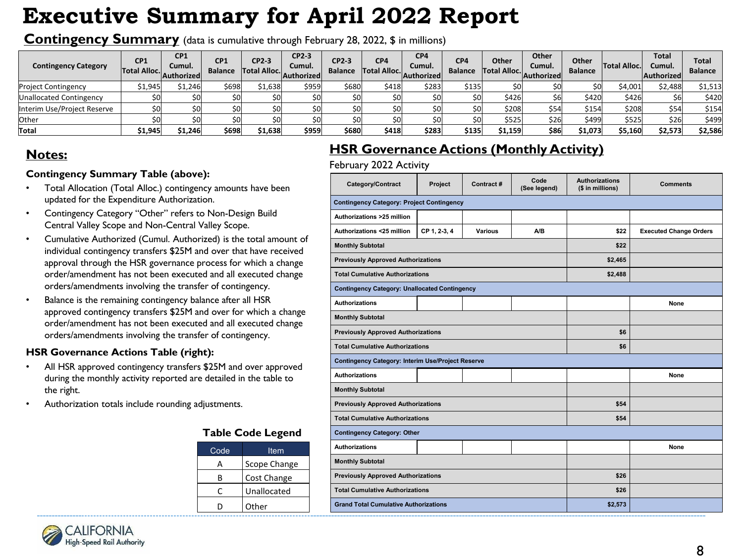# Executive Summary for April 2022 Report

## Contingency Summary (data is cumulative through February 28, 2022, $ in millions)

| Contingency Category | CP1 Total Alloc. | CP1 Cumul. Authorized | CP1 Balance | CP2-3 Total Alloc. | CP2-3 Cumul. Authorized | CP2-3 Balance | CP4 Total Alloc. | CP4 Cumul. Authorized | CP4 Balance | Other Total Alloc. | Other Cumul. Authorized | Other Balance | Total Alloc. | Total Cumul. Authorized | Total Balance |
|---|---|---|---|---|---|---|---|---|---|---|---|---|---|---|---|
| Project Contingency | $1,945 | $1,246 | $698 | $1,638 | $959 | $680 | $418 | $283 | $135 | $0 | $0 | $0 | $4,001 | $2,488 | $1,513 |
| Unallocated Contingency | $0 | $0 | $0 | $0 | $0 | $0 | $0 | $0 | $0 | $426 | $6 | $420 | $426 | $6 | $420 |
| Interim Use/Project Reserve | $0 | $0 | $0 | $0 | $0 | $0 | $0 | $0 | $0 | $208 | $54 | $154 | $208 | $54 | $154 |
| Other | $0 | $0 | $0 | $0 | $0 | $0 | $0 | $0 | $0 | $525 | $26 | $499 | $525 | $26 | $499 |
| **Total** | **$1,945** | **$1,246** | **$698** | **$1,638** | **$959** | **$680** | **$418** | **$283** | **$135** | **$1,159** | **$86** | **$1,073** | **$5,160** | **$2,573** | **$2,586** |

## Notes:

### Contingency Summary Table (above):

- Total Allocation (Total Alloc.) contingency amounts have been updated for the Expenditure Authorization.
- Contingency Category "Other" refers to Non-Design Build Central Valley Scope and Non-Central Valley Scope.
- Cumulative Authorized (Cumul. Authorized) is the total amount of individual contingency transfers $25M and over that have received approval through the HSR governance process for which a change order/amendment has not been executed and all executed change orders/amendments involving the transfer of contingency.
- Balance is the remaining contingency balance after all HSR approved contingency transfers $25M and over for which a change order/amendment has not been executed and all executed change orders/amendments involving the transfer of contingency.

### HSR Governance Actions Table (right):

- All HSR approved contingency transfers $25M and over approved during the monthly activity reported are detailed in the table to the right.
- Authorization totals include rounding adjustments.

### Table Code Legend

| Code | Item |
|---|---|
| A | Scope Change |
| B | Cost Change |
| C | Unallocated |
| D | Other |

## HSR Governance Actions (Monthly Activity)

February 2022 Activity

| Category/Contract | Project | Contract # | Code (See legend) | Authorizations ($ in millions) | Comments |
|---|---|---|---|---|---|
| **Contingency Category: Project Contingency** | | | | | |
| Authorizations >25 million | | | | | |
| Authorizations <25 million | CP 1, 2-3, 4 | Various | A/B | $22 | Executed Change Orders |
| Monthly Subtotal | | | | $22 | |
| Previously Approved Authorizations | | | | $2,465 | |
| Total Cumulative Authorizations | | | | $2,488 | |
| **Contingency Category: Unallocated Contingency** | | | | | |
| Authorizations | | | | | None |
| Monthly Subtotal | | | | | |
| Previously Approved Authorizations | | | | $6 | |
| Total Cumulative Authorizations | | | | $6 | |
| **Contingency Category: Interim Use/Project Reserve** | | | | | |
| Authorizations | | | | | None |
| Monthly Subtotal | | | | | |
| Previously Approved Authorizations | | | | $54 | |
| Total Cumulative Authorizations | | | | $54 | |
| **Contingency Category: Other** | | | | | |
| Authorizations | | | | | None |
| Monthly Subtotal | | | | | |
| Previously Approved Authorizations | | | | $26 | |
| Total Cumulative Authorizations | | | | $26 | |
| **Grand Total Cumulative Authorizations** | | | | $2,573 | |